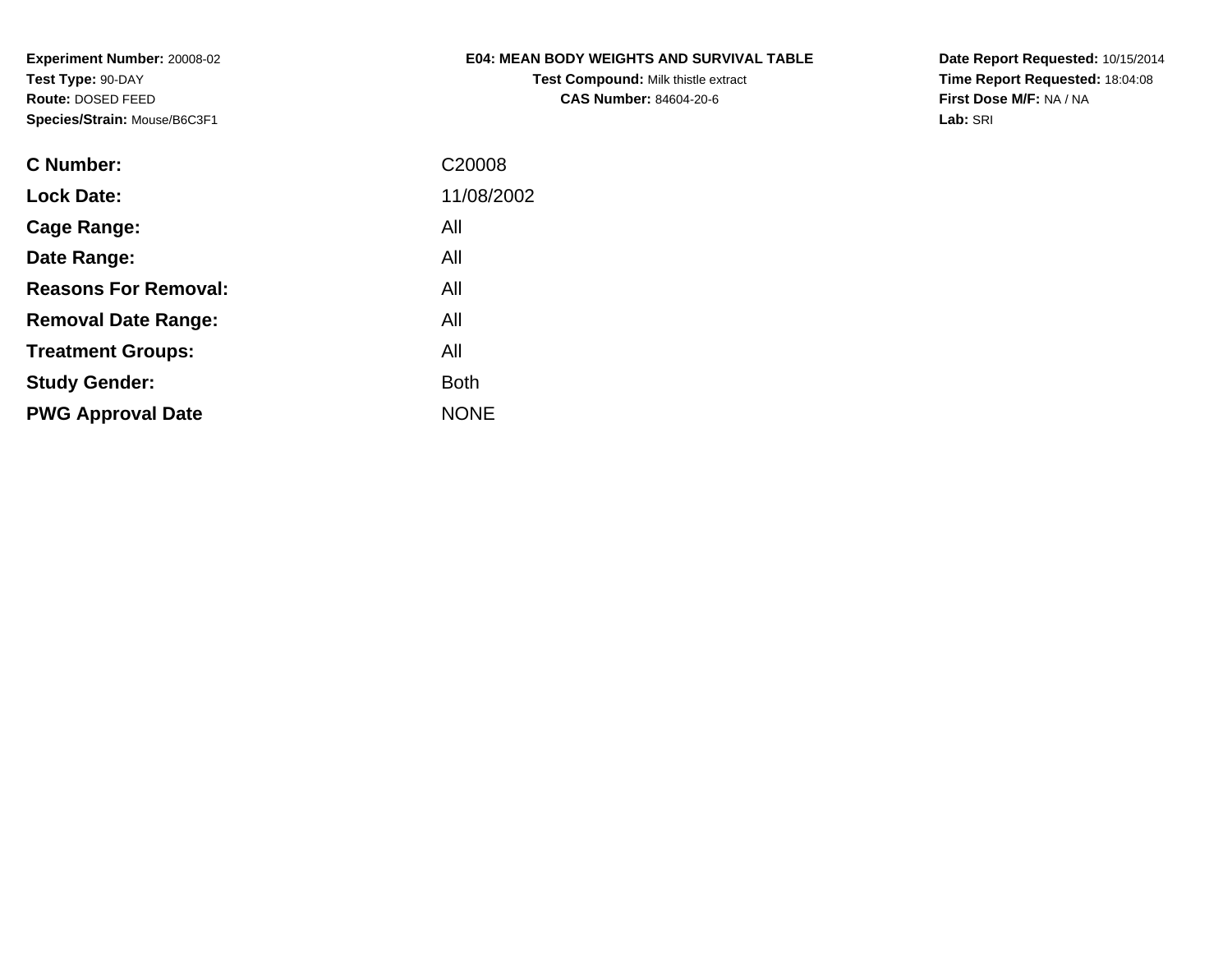**Experiment Number:** 20008-02
**Test Type:** 90-DAY
**Route:** DOSED FEED
**Species/Strain:** Mouse/B6C3F1

**E04: MEAN BODY WEIGHTS AND SURVIVAL TABLE**
**Test Compound:** Milk thistle extract
**CAS Number:** 84604-20-6

**Date Report Requested:** 10/15/2014
**Time Report Requested:** 18:04:08
**First Dose M/F:** NA / NA
**Lab:** SRI

| | |
|---|---|
| **C Number:** | C20008 |
| **Lock Date:** | 11/08/2002 |
| **Cage Range:** | All |
| **Date Range:** | All |
| **Reasons For Removal:** | All |
| **Removal Date Range:** | All |
| **Treatment Groups:** | All |
| **Study Gender:** | Both |
| **PWG Approval Date** | NONE |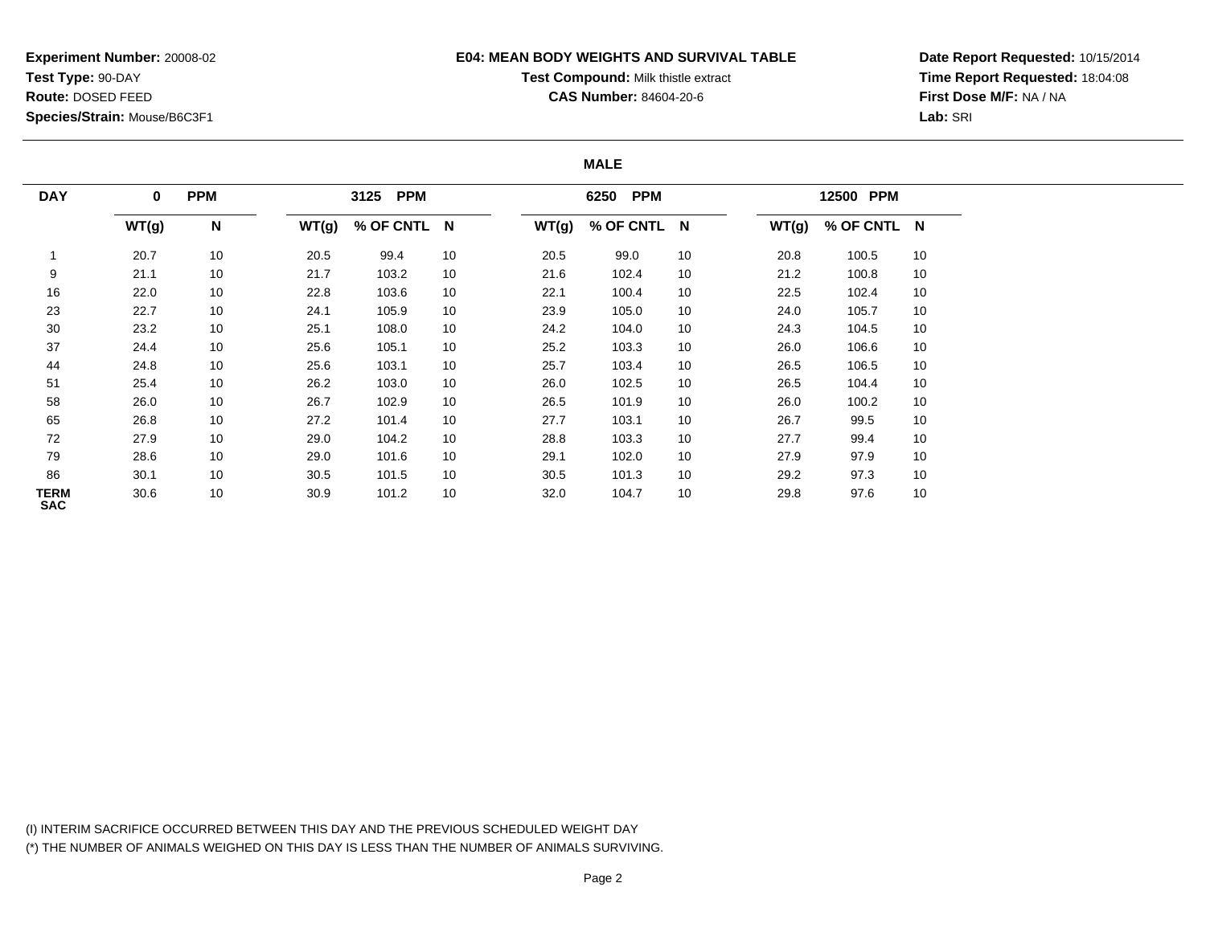**Experiment Number:** 20008-02
**Test Type:** 90-DAY
**Route:** DOSED FEED
**Species/Strain:** Mouse/B6C3F1

## E04: MEAN BODY WEIGHTS AND SURVIVAL TABLE

**Test Compound:** Milk thistle extract
**CAS Number:** 84604-20-6

**Date Report Requested:** 10/15/2014
**Time Report Requested:** 18:04:08
**First Dose M/F:** NA / NA
**Lab:** SRI

### MALE

| DAY | 0 PPM | | 3125 PPM | | | 6250 PPM | | | 12500 PPM | | |
|---|---|---|---|---|---|---|---|---|---|---|---|
| | WT(g) | N | WT(g) | % OF CNTL | N | WT(g) | % OF CNTL | N | WT(g) | % OF CNTL | N |
| 1 | 20.7 | 10 | 20.5 | 99.4 | 10 | 20.5 | 99.0 | 10 | 20.8 | 100.5 | 10 |
| 9 | 21.1 | 10 | 21.7 | 103.2 | 10 | 21.6 | 102.4 | 10 | 21.2 | 100.8 | 10 |
| 16 | 22.0 | 10 | 22.8 | 103.6 | 10 | 22.1 | 100.4 | 10 | 22.5 | 102.4 | 10 |
| 23 | 22.7 | 10 | 24.1 | 105.9 | 10 | 23.9 | 105.0 | 10 | 24.0 | 105.7 | 10 |
| 30 | 23.2 | 10 | 25.1 | 108.0 | 10 | 24.2 | 104.0 | 10 | 24.3 | 104.5 | 10 |
| 37 | 24.4 | 10 | 25.6 | 105.1 | 10 | 25.2 | 103.3 | 10 | 26.0 | 106.6 | 10 |
| 44 | 24.8 | 10 | 25.6 | 103.1 | 10 | 25.7 | 103.4 | 10 | 26.5 | 106.5 | 10 |
| 51 | 25.4 | 10 | 26.2 | 103.0 | 10 | 26.0 | 102.5 | 10 | 26.5 | 104.4 | 10 |
| 58 | 26.0 | 10 | 26.7 | 102.9 | 10 | 26.5 | 101.9 | 10 | 26.0 | 100.2 | 10 |
| 65 | 26.8 | 10 | 27.2 | 101.4 | 10 | 27.7 | 103.1 | 10 | 26.7 | 99.5 | 10 |
| 72 | 27.9 | 10 | 29.0 | 104.2 | 10 | 28.8 | 103.3 | 10 | 27.7 | 99.4 | 10 |
| 79 | 28.6 | 10 | 29.0 | 101.6 | 10 | 29.1 | 102.0 | 10 | 27.9 | 97.9 | 10 |
| 86 | 30.1 | 10 | 30.5 | 101.5 | 10 | 30.5 | 101.3 | 10 | 29.2 | 97.3 | 10 |
| TERM SAC | 30.6 | 10 | 30.9 | 101.2 | 10 | 32.0 | 104.7 | 10 | 29.8 | 97.6 | 10 |

(I) INTERIM SACRIFICE OCCURRED BETWEEN THIS DAY AND THE PREVIOUS SCHEDULED WEIGHT DAY
(*) THE NUMBER OF ANIMALS WEIGHED ON THIS DAY IS LESS THAN THE NUMBER OF ANIMALS SURVIVING.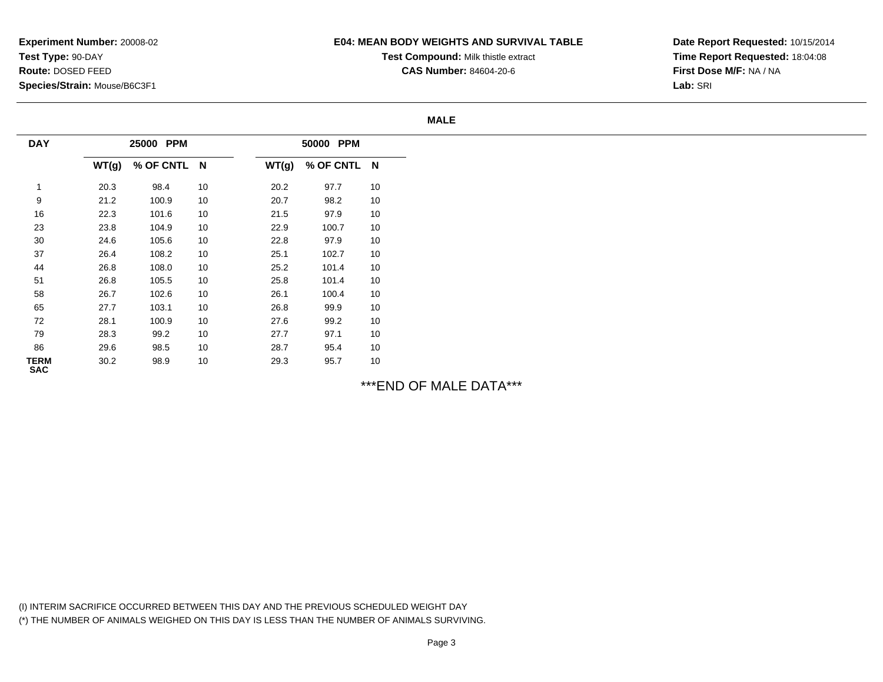**Experiment Number:** 20008-02
**Test Type:** 90-DAY
**Route:** DOSED FEED
**Species/Strain:** Mouse/B6C3F1

**E04: MEAN BODY WEIGHTS AND SURVIVAL TABLE**
**Test Compound:** Milk thistle extract
**CAS Number:** 84604-20-6

**Date Report Requested:** 10/15/2014
**Time Report Requested:** 18:04:08
**First Dose M/F:** NA / NA
**Lab:** SRI

**MALE**

| DAY | 25000 PPM | | | 50000 PPM | | |
|---|---|---|---|---|---|---|
| | WT(g) | % OF CNTL | N | WT(g) | % OF CNTL | N |
| 1 | 20.3 | 98.4 | 10 | 20.2 | 97.7 | 10 |
| 9 | 21.2 | 100.9 | 10 | 20.7 | 98.2 | 10 |
| 16 | 22.3 | 101.6 | 10 | 21.5 | 97.9 | 10 |
| 23 | 23.8 | 104.9 | 10 | 22.9 | 100.7 | 10 |
| 30 | 24.6 | 105.6 | 10 | 22.8 | 97.9 | 10 |
| 37 | 26.4 | 108.2 | 10 | 25.1 | 102.7 | 10 |
| 44 | 26.8 | 108.0 | 10 | 25.2 | 101.4 | 10 |
| 51 | 26.8 | 105.5 | 10 | 25.8 | 101.4 | 10 |
| 58 | 26.7 | 102.6 | 10 | 26.1 | 100.4 | 10 |
| 65 | 27.7 | 103.1 | 10 | 26.8 | 99.9 | 10 |
| 72 | 28.1 | 100.9 | 10 | 27.6 | 99.2 | 10 |
| 79 | 28.3 | 99.2 | 10 | 27.7 | 97.1 | 10 |
| 86 | 29.6 | 98.5 | 10 | 28.7 | 95.4 | 10 |
| TERM SAC | 30.2 | 98.9 | 10 | 29.3 | 95.7 | 10 |

***END OF MALE DATA***

(I) INTERIM SACRIFICE OCCURRED BETWEEN THIS DAY AND THE PREVIOUS SCHEDULED WEIGHT DAY
(*) THE NUMBER OF ANIMALS WEIGHED ON THIS DAY IS LESS THAN THE NUMBER OF ANIMALS SURVIVING.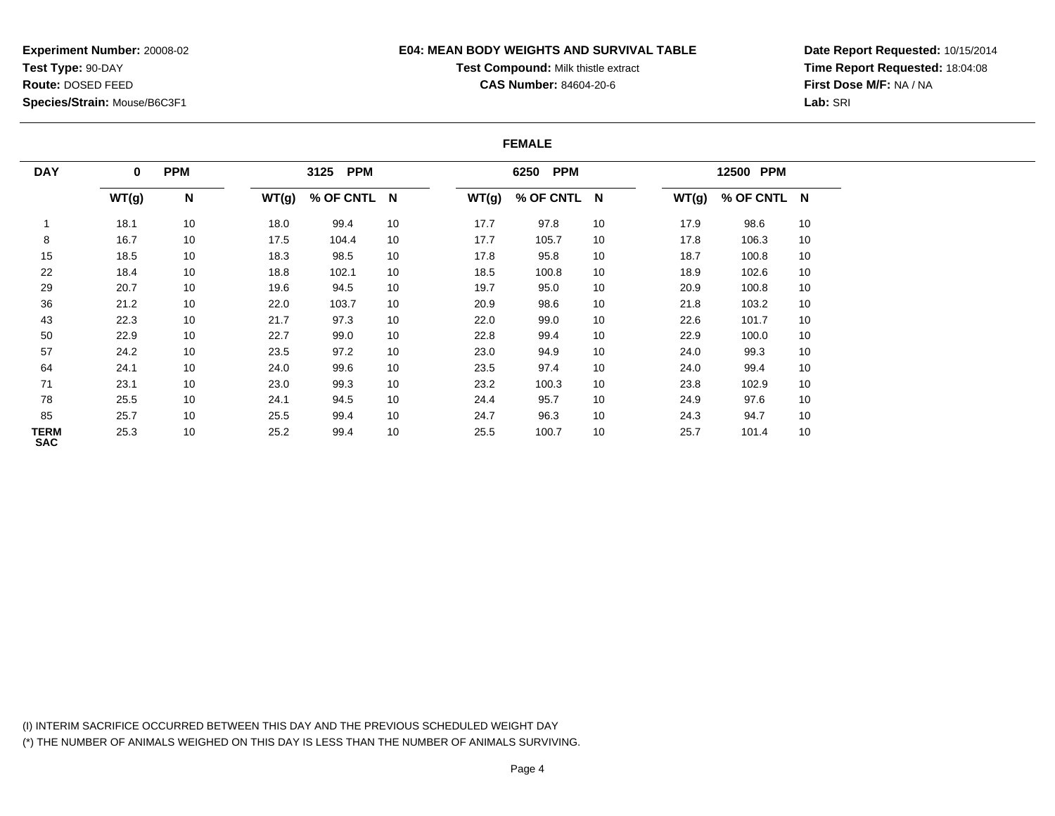**Experiment Number:** 20008-02
**Test Type:** 90-DAY
**Route:** DOSED FEED
**Species/Strain:** Mouse/B6C3F1

**E04: MEAN BODY WEIGHTS AND SURVIVAL TABLE**
**Test Compound:** Milk thistle extract
**CAS Number:** 84604-20-6

**Date Report Requested:** 10/15/2014
**Time Report Requested:** 18:04:08
**First Dose M/F:** NA / NA
**Lab:** SRI

**FEMALE**

| DAY | 0 PPM | | 3125 PPM | | | 6250 PPM | | | 12500 PPM | | |
|---|---|---|---|---|---|---|---|---|---|---|---|
| | WT(g) | N | WT(g) | % OF CNTL | N | WT(g) | % OF CNTL | N | WT(g) | % OF CNTL | N |
| 1 | 18.1 | 10 | 18.0 | 99.4 | 10 | 17.7 | 97.8 | 10 | 17.9 | 98.6 | 10 |
| 8 | 16.7 | 10 | 17.5 | 104.4 | 10 | 17.7 | 105.7 | 10 | 17.8 | 106.3 | 10 |
| 15 | 18.5 | 10 | 18.3 | 98.5 | 10 | 17.8 | 95.8 | 10 | 18.7 | 100.8 | 10 |
| 22 | 18.4 | 10 | 18.8 | 102.1 | 10 | 18.5 | 100.8 | 10 | 18.9 | 102.6 | 10 |
| 29 | 20.7 | 10 | 19.6 | 94.5 | 10 | 19.7 | 95.0 | 10 | 20.9 | 100.8 | 10 |
| 36 | 21.2 | 10 | 22.0 | 103.7 | 10 | 20.9 | 98.6 | 10 | 21.8 | 103.2 | 10 |
| 43 | 22.3 | 10 | 21.7 | 97.3 | 10 | 22.0 | 99.0 | 10 | 22.6 | 101.7 | 10 |
| 50 | 22.9 | 10 | 22.7 | 99.0 | 10 | 22.8 | 99.4 | 10 | 22.9 | 100.0 | 10 |
| 57 | 24.2 | 10 | 23.5 | 97.2 | 10 | 23.0 | 94.9 | 10 | 24.0 | 99.3 | 10 |
| 64 | 24.1 | 10 | 24.0 | 99.6 | 10 | 23.5 | 97.4 | 10 | 24.0 | 99.4 | 10 |
| 71 | 23.1 | 10 | 23.0 | 99.3 | 10 | 23.2 | 100.3 | 10 | 23.8 | 102.9 | 10 |
| 78 | 25.5 | 10 | 24.1 | 94.5 | 10 | 24.4 | 95.7 | 10 | 24.9 | 97.6 | 10 |
| 85 | 25.7 | 10 | 25.5 | 99.4 | 10 | 24.7 | 96.3 | 10 | 24.3 | 94.7 | 10 |
| TERM SAC | 25.3 | 10 | 25.2 | 99.4 | 10 | 25.5 | 100.7 | 10 | 25.7 | 101.4 | 10 |

(I) INTERIM SACRIFICE OCCURRED BETWEEN THIS DAY AND THE PREVIOUS SCHEDULED WEIGHT DAY
(*) THE NUMBER OF ANIMALS WEIGHED ON THIS DAY IS LESS THAN THE NUMBER OF ANIMALS SURVIVING.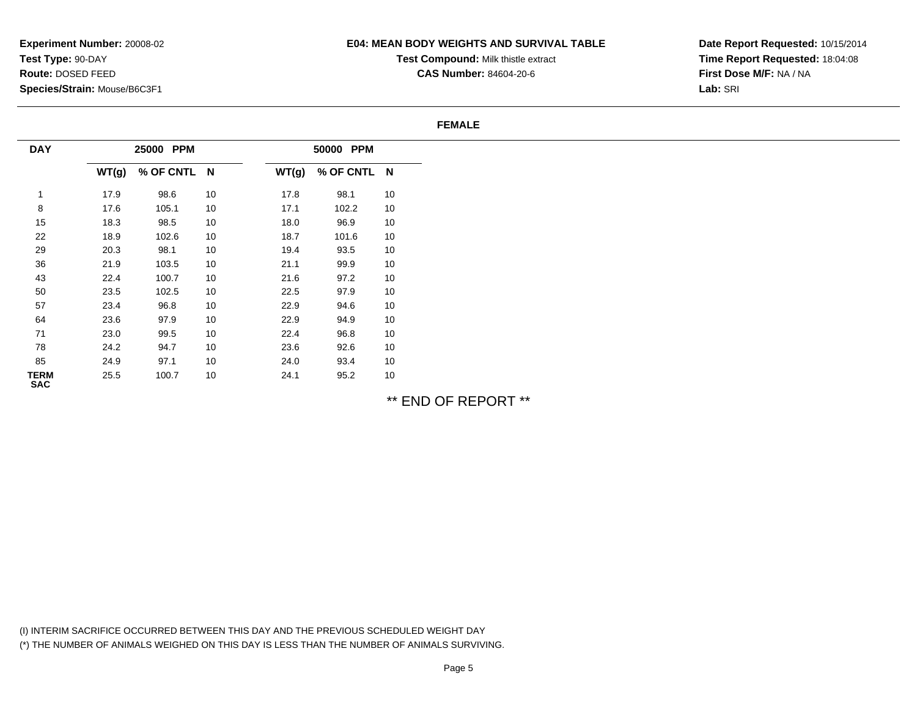**Experiment Number:** 20008-02
**Test Type:** 90-DAY
**Route:** DOSED FEED
**Species/Strain:** Mouse/B6C3F1

**E04: MEAN BODY WEIGHTS AND SURVIVAL TABLE**
**Test Compound:** Milk thistle extract
**CAS Number:** 84604-20-6

**Date Report Requested:** 10/15/2014
**Time Report Requested:** 18:04:08
**First Dose M/F:** NA / NA
**Lab:** SRI

**FEMALE**

| DAY | 25000 PPM | | | 50000 PPM | | |
|---|---|---|---|---|---|---|
| | WT(g) | % OF CNTL | N | WT(g) | % OF CNTL | N |
| 1 | 17.9 | 98.6 | 10 | 17.8 | 98.1 | 10 |
| 8 | 17.6 | 105.1 | 10 | 17.1 | 102.2 | 10 |
| 15 | 18.3 | 98.5 | 10 | 18.0 | 96.9 | 10 |
| 22 | 18.9 | 102.6 | 10 | 18.7 | 101.6 | 10 |
| 29 | 20.3 | 98.1 | 10 | 19.4 | 93.5 | 10 |
| 36 | 21.9 | 103.5 | 10 | 21.1 | 99.9 | 10 |
| 43 | 22.4 | 100.7 | 10 | 21.6 | 97.2 | 10 |
| 50 | 23.5 | 102.5 | 10 | 22.5 | 97.9 | 10 |
| 57 | 23.4 | 96.8 | 10 | 22.9 | 94.6 | 10 |
| 64 | 23.6 | 97.9 | 10 | 22.9 | 94.9 | 10 |
| 71 | 23.0 | 99.5 | 10 | 22.4 | 96.8 | 10 |
| 78 | 24.2 | 94.7 | 10 | 23.6 | 92.6 | 10 |
| 85 | 24.9 | 97.1 | 10 | 24.0 | 93.4 | 10 |
| TERM SAC | 25.5 | 100.7 | 10 | 24.1 | 95.2 | 10 |

** END OF REPORT **

(I) INTERIM SACRIFICE OCCURRED BETWEEN THIS DAY AND THE PREVIOUS SCHEDULED WEIGHT DAY
(*) THE NUMBER OF ANIMALS WEIGHED ON THIS DAY IS LESS THAN THE NUMBER OF ANIMALS SURVIVING.